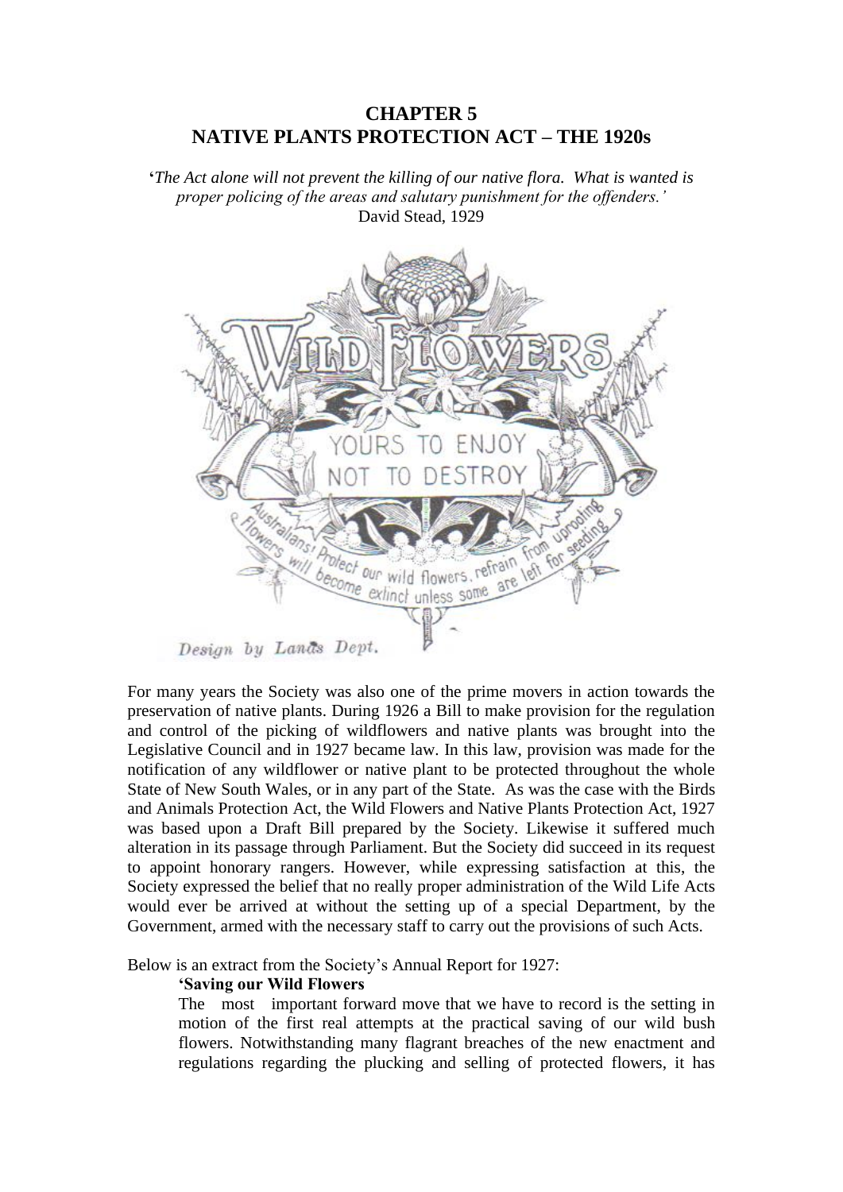# CHAPTER 5
# NATIVE PLANTS PROTECTION ACT – THE 1920s

'*The Act alone will not prevent the killing of our native flora. What is wanted is proper policing of the areas and salutary punishment for the offenders.'*
David Stead, 1929

WILD FLOWERS
YOURS TO ENJOY
NOT TO DESTROY
Australians! Protect our wild flowers, refrain from uprooting. Flowers will become extinct unless some are left for seeding.

*Design by Lands Dept.*

For many years the Society was also one of the prime movers in action towards the preservation of native plants. During 1926 a Bill to make provision for the regulation and control of the picking of wildflowers and native plants was brought into the Legislative Council and in 1927 became law. In this law, provision was made for the notification of any wildflower or native plant to be protected throughout the whole State of New South Wales, or in any part of the State. As was the case with the Birds and Animals Protection Act, the Wild Flowers and Native Plants Protection Act, 1927 was based upon a Draft Bill prepared by the Society. Likewise it suffered much alteration in its passage through Parliament. But the Society did succeed in its request to appoint honorary rangers. However, while expressing satisfaction at this, the Society expressed the belief that no really proper administration of the Wild Life Acts would ever be arrived at without the setting up of a special Department, by the Government, armed with the necessary staff to carry out the provisions of such Acts.

Below is an extract from the Society's Annual Report for 1927:

> **'Saving our Wild Flowers**
> The most important forward move that we have to record is the setting in motion of the first real attempts at the practical saving of our wild bush flowers. Notwithstanding many flagrant breaches of the new enactment and regulations regarding the plucking and selling of protected flowers, it has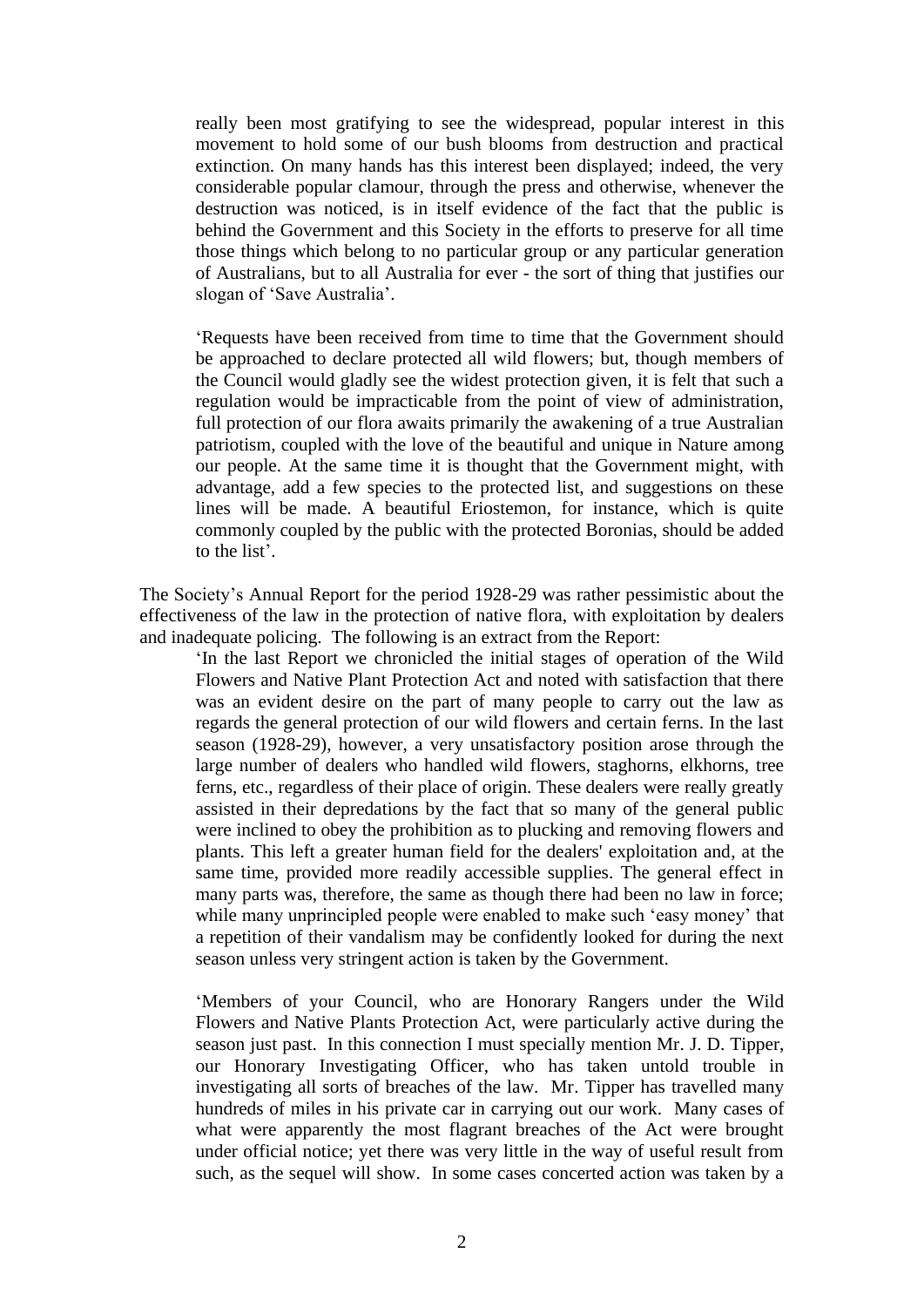really been most gratifying to see the widespread, popular interest in this movement to hold some of our bush blooms from destruction and practical extinction. On many hands has this interest been displayed; indeed, the very considerable popular clamour, through the press and otherwise, whenever the destruction was noticed, is in itself evidence of the fact that the public is behind the Government and this Society in the efforts to preserve for all time those things which belong to no particular group or any particular generation of Australians, but to all Australia for ever - the sort of thing that justifies our slogan of 'Save Australia'.

> 'Requests have been received from time to time that the Government should be approached to declare protected all wild flowers; but, though members of the Council would gladly see the widest protection given, it is felt that such a regulation would be impracticable from the point of view of administration, full protection of our flora awaits primarily the awakening of a true Australian patriotism, coupled with the love of the beautiful and unique in Nature among our people. At the same time it is thought that the Government might, with advantage, add a few species to the protected list, and suggestions on these lines will be made. A beautiful Eriostemon, for instance, which is quite commonly coupled by the public with the protected Boronias, should be added to the list'.

The Society's Annual Report for the period 1928-29 was rather pessimistic about the effectiveness of the law in the protection of native flora, with exploitation by dealers and inadequate policing. The following is an extract from the Report:

> 'In the last Report we chronicled the initial stages of operation of the Wild Flowers and Native Plant Protection Act and noted with satisfaction that there was an evident desire on the part of many people to carry out the law as regards the general protection of our wild flowers and certain ferns. In the last season (1928-29), however, a very unsatisfactory position arose through the large number of dealers who handled wild flowers, staghorns, elkhorns, tree ferns, etc., regardless of their place of origin. These dealers were really greatly assisted in their depredations by the fact that so many of the general public were inclined to obey the prohibition as to plucking and removing flowers and plants. This left a greater human field for the dealers' exploitation and, at the same time, provided more readily accessible supplies. The general effect in many parts was, therefore, the same as though there had been no law in force; while many unprincipled people were enabled to make such 'easy money' that a repetition of their vandalism may be confidently looked for during the next season unless very stringent action is taken by the Government.
>
> 'Members of your Council, who are Honorary Rangers under the Wild Flowers and Native Plants Protection Act, were particularly active during the season just past. In this connection I must specially mention Mr. J. D. Tipper, our Honorary Investigating Officer, who has taken untold trouble in investigating all sorts of breaches of the law. Mr. Tipper has travelled many hundreds of miles in his private car in carrying out our work. Many cases of what were apparently the most flagrant breaches of the Act were brought under official notice; yet there was very little in the way of useful result from such, as the sequel will show. In some cases concerted action was taken by a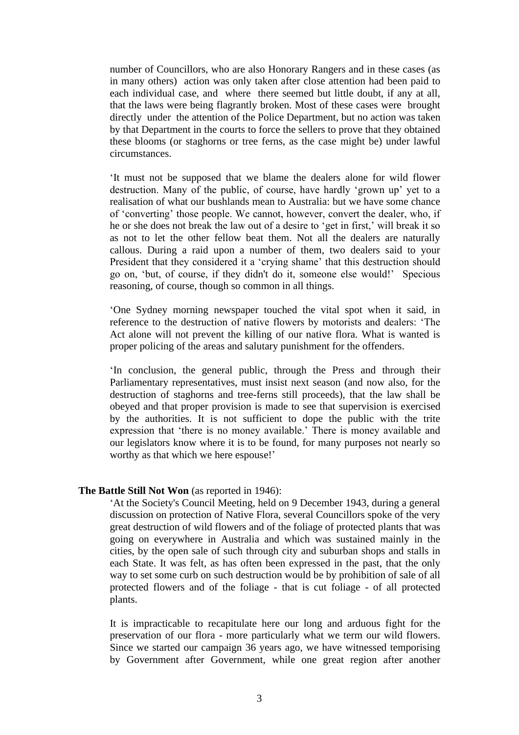number of Councillors, who are also Honorary Rangers and in these cases (as in many others) action was only taken after close attention had been paid to each individual case, and where there seemed but little doubt, if any at all, that the laws were being flagrantly broken. Most of these cases were brought directly under the attention of the Police Department, but no action was taken by that Department in the courts to force the sellers to prove that they obtained these blooms (or staghorns or tree ferns, as the case might be) under lawful circumstances.

'It must not be supposed that we blame the dealers alone for wild flower destruction. Many of the public, of course, have hardly 'grown up' yet to a realisation of what our bushlands mean to Australia: but we have some chance of 'converting' those people. We cannot, however, convert the dealer, who, if he or she does not break the law out of a desire to 'get in first,' will break it so as not to let the other fellow beat them. Not all the dealers are naturally callous. During a raid upon a number of them, two dealers said to your President that they considered it a 'crying shame' that this destruction should go on, 'but, of course, if they didn't do it, someone else would!' Specious reasoning, of course, though so common in all things.

'One Sydney morning newspaper touched the vital spot when it said, in reference to the destruction of native flowers by motorists and dealers: 'The Act alone will not prevent the killing of our native flora. What is wanted is proper policing of the areas and salutary punishment for the offenders.

'In conclusion, the general public, through the Press and through their Parliamentary representatives, must insist next season (and now also, for the destruction of staghorns and tree-ferns still proceeds), that the law shall be obeyed and that proper provision is made to see that supervision is exercised by the authorities. It is not sufficient to dope the public with the trite expression that 'there is no money available.' There is money available and our legislators know where it is to be found, for many purposes not nearly so worthy as that which we here espouse!'

**The Battle Still Not Won** (as reported in 1946):

'At the Society's Council Meeting, held on 9 December 1943, during a general discussion on protection of Native Flora, several Councillors spoke of the very great destruction of wild flowers and of the foliage of protected plants that was going on everywhere in Australia and which was sustained mainly in the cities, by the open sale of such through city and suburban shops and stalls in each State. It was felt, as has often been expressed in the past, that the only way to set some curb on such destruction would be by prohibition of sale of all protected flowers and of the foliage - that is cut foliage - of all protected plants.

It is impracticable to recapitulate here our long and arduous fight for the preservation of our flora - more particularly what we term our wild flowers. Since we started our campaign 36 years ago, we have witnessed temporising by Government after Government, while one great region after another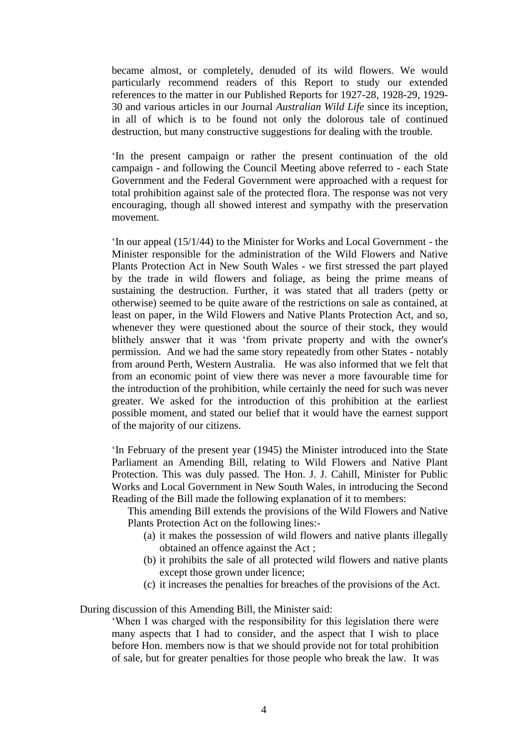became almost, or completely, denuded of its wild flowers. We would particularly recommend readers of this Report to study our extended references to the matter in our Published Reports for 1927-28, 1928-29, 1929-30 and various articles in our Journal *Australian Wild Life* since its inception, in all of which is to be found not only the dolorous tale of continued destruction, but many constructive suggestions for dealing with the trouble.

'In the present campaign or rather the present continuation of the old campaign - and following the Council Meeting above referred to - each State Government and the Federal Government were approached with a request for total prohibition against sale of the protected flora. The response was not very encouraging, though all showed interest and sympathy with the preservation movement.

'In our appeal (15/1/44) to the Minister for Works and Local Government - the Minister responsible for the administration of the Wild Flowers and Native Plants Protection Act in New South Wales - we first stressed the part played by the trade in wild flowers and foliage, as being the prime means of sustaining the destruction. Further, it was stated that all traders (petty or otherwise) seemed to be quite aware of the restrictions on sale as contained, at least on paper, in the Wild Flowers and Native Plants Protection Act, and so, whenever they were questioned about the source of their stock, they would blithely answer that it was 'from private property and with the owner's permission. And we had the same story repeatedly from other States - notably from around Perth, Western Australia. He was also informed that we felt that from an economic point of view there was never a more favourable time for the introduction of the prohibition, while certainly the need for such was never greater. We asked for the introduction of this prohibition at the earliest possible moment, and stated our belief that it would have the earnest support of the majority of our citizens.

'In February of the present year (1945) the Minister introduced into the State Parliament an Amending Bill, relating to Wild Flowers and Native Plant Protection. This was duly passed. The Hon. J. J. Cahill, Minister for Public Works and Local Government in New South Wales, in introducing the Second Reading of the Bill made the following explanation of it to members:

> This amending Bill extends the provisions of the Wild Flowers and Native Plants Protection Act on the following lines:-
>
> (a) it makes the possession of wild flowers and native plants illegally obtained an offence against the Act ;
>
> (b) it prohibits the sale of all protected wild flowers and native plants except those grown under licence;
>
> (c) it increases the penalties for breaches of the provisions of the Act.

During discussion of this Amending Bill, the Minister said:

> 'When I was charged with the responsibility for this legislation there were many aspects that I had to consider, and the aspect that I wish to place before Hon. members now is that we should provide not for total prohibition of sale, but for greater penalties for those people who break the law. It was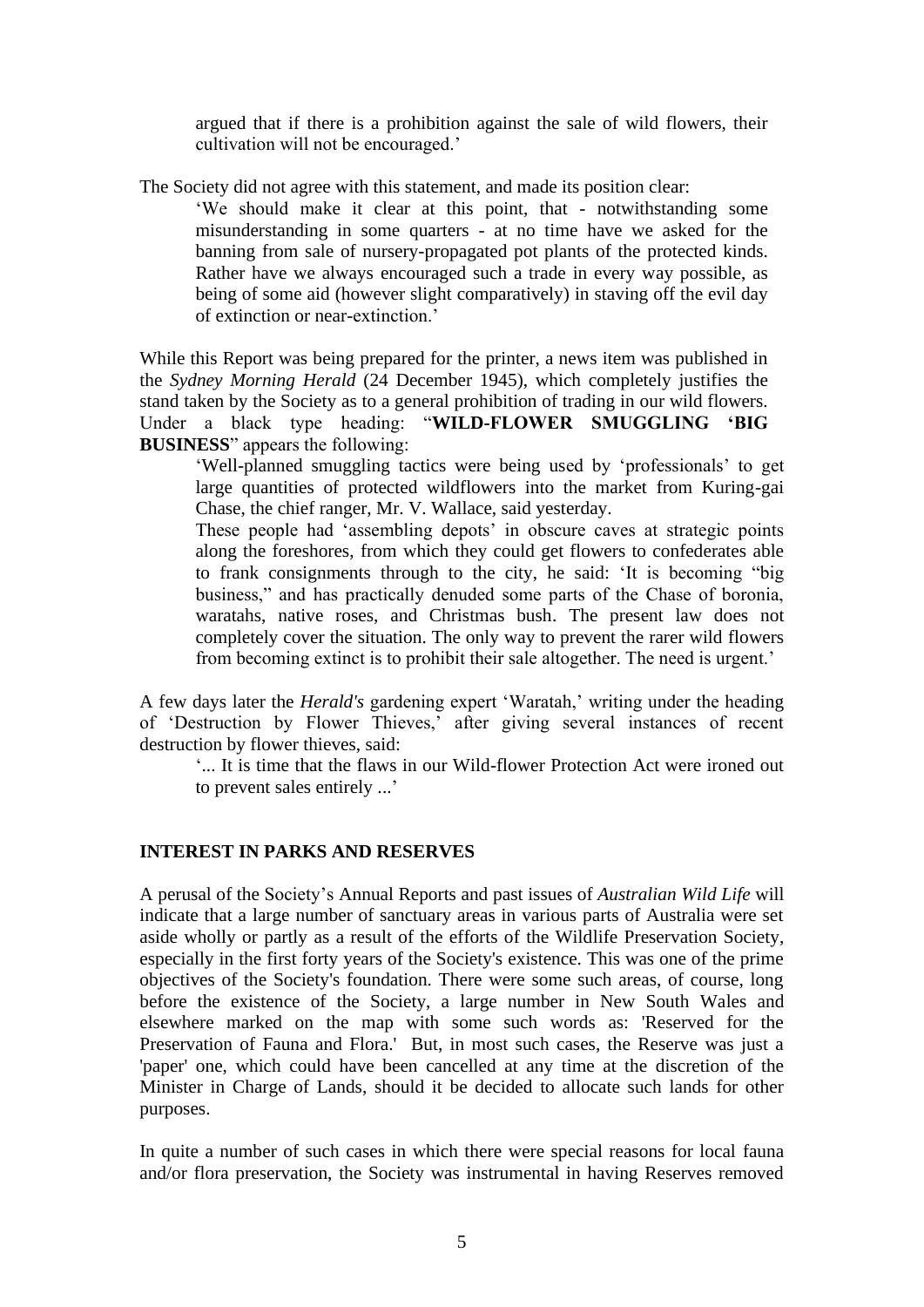argued that if there is a prohibition against the sale of wild flowers, their cultivation will not be encouraged.'

The Society did not agree with this statement, and made its position clear:

> 'We should make it clear at this point, that - notwithstanding some misunderstanding in some quarters - at no time have we asked for the banning from sale of nursery-propagated pot plants of the protected kinds. Rather have we always encouraged such a trade in every way possible, as being of some aid (however slight comparatively) in staving off the evil day of extinction or near-extinction.'

While this Report was being prepared for the printer, a news item was published in the *Sydney Morning Herald* (24 December 1945), which completely justifies the stand taken by the Society as to a general prohibition of trading in our wild flowers. Under a black type heading: "**WILD-FLOWER SMUGGLING 'BIG BUSINESS**" appears the following:

> 'Well-planned smuggling tactics were being used by 'professionals' to get large quantities of protected wildflowers into the market from Kuring-gai Chase, the chief ranger, Mr. V. Wallace, said yesterday.
>
> These people had 'assembling depots' in obscure caves at strategic points along the foreshores, from which they could get flowers to confederates able to frank consignments through to the city, he said: 'It is becoming "big business," and has practically denuded some parts of the Chase of boronia, waratahs, native roses, and Christmas bush. The present law does not completely cover the situation. The only way to prevent the rarer wild flowers from becoming extinct is to prohibit their sale altogether. The need is urgent.'

A few days later the *Herald's* gardening expert 'Waratah,' writing under the heading of 'Destruction by Flower Thieves,' after giving several instances of recent destruction by flower thieves, said:

> '... It is time that the flaws in our Wild-flower Protection Act were ironed out to prevent sales entirely ...'

## INTEREST IN PARKS AND RESERVES

A perusal of the Society's Annual Reports and past issues of *Australian Wild Life* will indicate that a large number of sanctuary areas in various parts of Australia were set aside wholly or partly as a result of the efforts of the Wildlife Preservation Society, especially in the first forty years of the Society's existence. This was one of the prime objectives of the Society's foundation. There were some such areas, of course, long before the existence of the Society, a large number in New South Wales and elsewhere marked on the map with some such words as: 'Reserved for the Preservation of Fauna and Flora.' But, in most such cases, the Reserve was just a 'paper' one, which could have been cancelled at any time at the discretion of the Minister in Charge of Lands, should it be decided to allocate such lands for other purposes.

In quite a number of such cases in which there were special reasons for local fauna and/or flora preservation, the Society was instrumental in having Reserves removed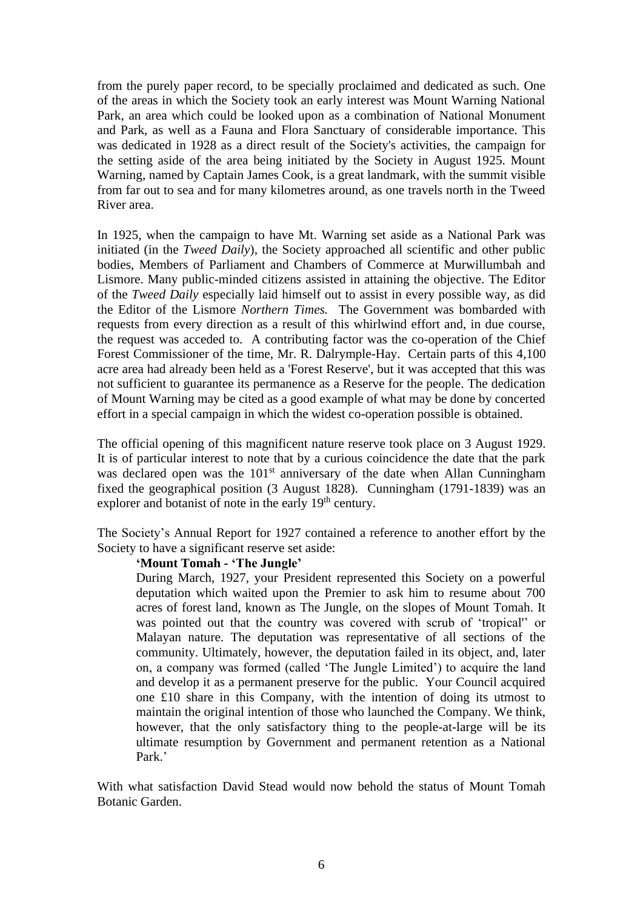from the purely paper record, to be specially proclaimed and dedicated as such. One of the areas in which the Society took an early interest was Mount Warning National Park, an area which could be looked upon as a combination of National Monument and Park, as well as a Fauna and Flora Sanctuary of considerable importance. This was dedicated in 1928 as a direct result of the Society's activities, the campaign for the setting aside of the area being initiated by the Society in August 1925. Mount Warning, named by Captain James Cook, is a great landmark, with the summit visible from far out to sea and for many kilometres around, as one travels north in the Tweed River area.

In 1925, when the campaign to have Mt. Warning set aside as a National Park was initiated (in the *Tweed Daily*), the Society approached all scientific and other public bodies, Members of Parliament and Chambers of Commerce at Murwillumbah and Lismore. Many public-minded citizens assisted in attaining the objective. The Editor of the *Tweed Daily* especially laid himself out to assist in every possible way, as did the Editor of the Lismore *Northern Times.* The Government was bombarded with requests from every direction as a result of this whirlwind effort and, in due course, the request was acceded to. A contributing factor was the co-operation of the Chief Forest Commissioner of the time, Mr. R. Dalrymple-Hay. Certain parts of this 4,100 acre area had already been held as a 'Forest Reserve', but it was accepted that this was not sufficient to guarantee its permanence as a Reserve for the people. The dedication of Mount Warning may be cited as a good example of what may be done by concerted effort in a special campaign in which the widest co-operation possible is obtained.

The official opening of this magnificent nature reserve took place on 3 August 1929. It is of particular interest to note that by a curious coincidence the date that the park was declared open was the 101st anniversary of the date when Allan Cunningham fixed the geographical position (3 August 1828). Cunningham (1791-1839) was an explorer and botanist of note in the early 19th century.

The Society's Annual Report for 1927 contained a reference to another effort by the Society to have a significant reserve set aside:

> **'Mount Tomah - 'The Jungle'**
>
> During March, 1927, your President represented this Society on a powerful deputation which waited upon the Premier to ask him to resume about 700 acres of forest land, known as The Jungle, on the slopes of Mount Tomah. It was pointed out that the country was covered with scrub of 'tropical'' or Malayan nature. The deputation was representative of all sections of the community. Ultimately, however, the deputation failed in its object, and, later on, a company was formed (called 'The Jungle Limited') to acquire the land and develop it as a permanent preserve for the public. Your Council acquired one £10 share in this Company, with the intention of doing its utmost to maintain the original intention of those who launched the Company. We think, however, that the only satisfactory thing to the people-at-large will be its ultimate resumption by Government and permanent retention as a National Park.'

With what satisfaction David Stead would now behold the status of Mount Tomah Botanic Garden.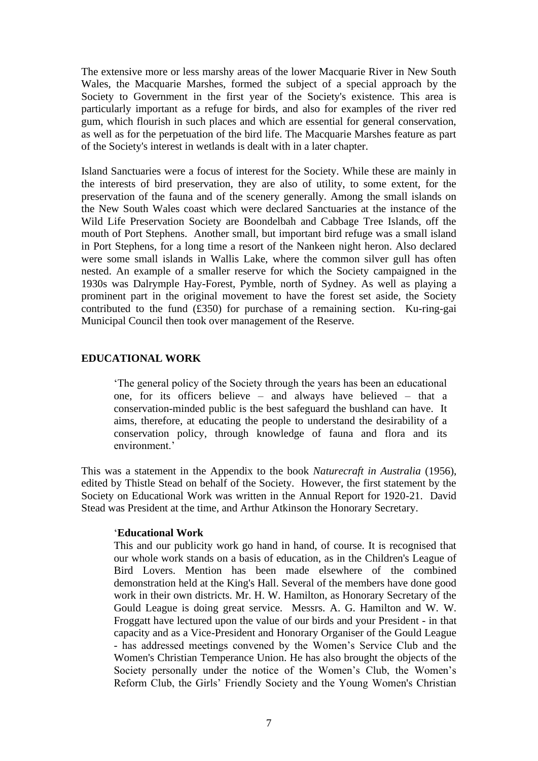The extensive more or less marshy areas of the lower Macquarie River in New South Wales, the Macquarie Marshes, formed the subject of a special approach by the Society to Government in the first year of the Society's existence. This area is particularly important as a refuge for birds, and also for examples of the river red gum, which flourish in such places and which are essential for general conservation, as well as for the perpetuation of the bird life. The Macquarie Marshes feature as part of the Society's interest in wetlands is dealt with in a later chapter.

Island Sanctuaries were a focus of interest for the Society. While these are mainly in the interests of bird preservation, they are also of utility, to some extent, for the preservation of the fauna and of the scenery generally. Among the small islands on the New South Wales coast which were declared Sanctuaries at the instance of the Wild Life Preservation Society are Boondelbah and Cabbage Tree Islands, off the mouth of Port Stephens. Another small, but important bird refuge was a small island in Port Stephens, for a long time a resort of the Nankeen night heron. Also declared were some small islands in Wallis Lake, where the common silver gull has often nested. An example of a smaller reserve for which the Society campaigned in the 1930s was Dalrymple Hay-Forest, Pymble, north of Sydney. As well as playing a prominent part in the original movement to have the forest set aside, the Society contributed to the fund (£350) for purchase of a remaining section. Ku-ring-gai Municipal Council then took over management of the Reserve.

## EDUCATIONAL WORK

> 'The general policy of the Society through the years has been an educational one, for its officers believe – and always have believed – that a conservation-minded public is the best safeguard the bushland can have. It aims, therefore, at educating the people to understand the desirability of a conservation policy, through knowledge of fauna and flora and its environment.'

This was a statement in the Appendix to the book *Naturecraft in Australia* (1956), edited by Thistle Stead on behalf of the Society. However, the first statement by the Society on Educational Work was written in the Annual Report for 1920-21. David Stead was President at the time, and Arthur Atkinson the Honorary Secretary.

> '**Educational Work**
>
> This and our publicity work go hand in hand, of course. It is recognised that our whole work stands on a basis of education, as in the Children's League of Bird Lovers. Mention has been made elsewhere of the combined demonstration held at the King's Hall. Several of the members have done good work in their own districts. Mr. H. W. Hamilton, as Honorary Secretary of the Gould League is doing great service. Messrs. A. G. Hamilton and W. W. Froggatt have lectured upon the value of our birds and your President - in that capacity and as a Vice-President and Honorary Organiser of the Gould League - has addressed meetings convened by the Women's Service Club and the Women's Christian Temperance Union. He has also brought the objects of the Society personally under the notice of the Women's Club, the Women's Reform Club, the Girls' Friendly Society and the Young Women's Christian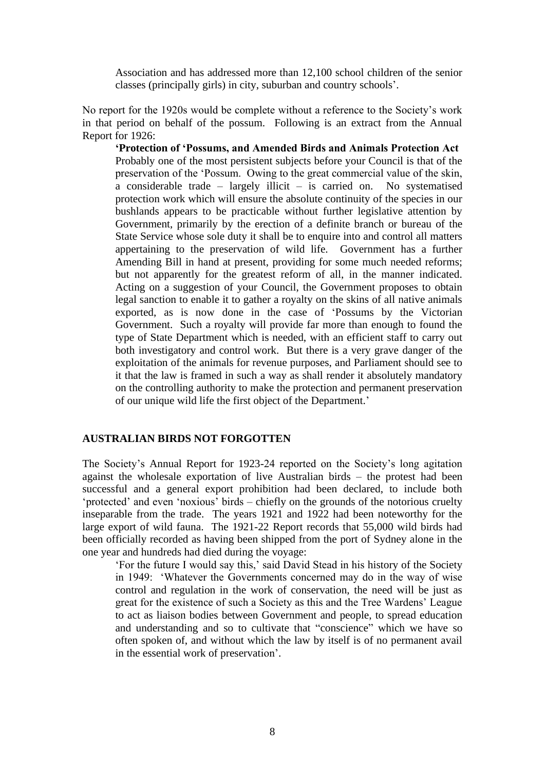Association and has addressed more than 12,100 school children of the senior classes (principally girls) in city, suburban and country schools'.

No report for the 1920s would be complete without a reference to the Society's work in that period on behalf of the possum. Following is an extract from the Annual Report for 1926:

> **'Protection of 'Possums, and Amended Birds and Animals Protection Act**
> Probably one of the most persistent subjects before your Council is that of the preservation of the 'Possum. Owing to the great commercial value of the skin, a considerable trade – largely illicit – is carried on. No systematised protection work which will ensure the absolute continuity of the species in our bushlands appears to be practicable without further legislative attention by Government, primarily by the erection of a definite branch or bureau of the State Service whose sole duty it shall be to enquire into and control all matters appertaining to the preservation of wild life. Government has a further Amending Bill in hand at present, providing for some much needed reforms; but not apparently for the greatest reform of all, in the manner indicated. Acting on a suggestion of your Council, the Government proposes to obtain legal sanction to enable it to gather a royalty on the skins of all native animals exported, as is now done in the case of 'Possums by the Victorian Government. Such a royalty will provide far more than enough to found the type of State Department which is needed, with an efficient staff to carry out both investigatory and control work. But there is a very grave danger of the exploitation of the animals for revenue purposes, and Parliament should see to it that the law is framed in such a way as shall render it absolutely mandatory on the controlling authority to make the protection and permanent preservation of our unique wild life the first object of the Department.'

## AUSTRALIAN BIRDS NOT FORGOTTEN

The Society's Annual Report for 1923-24 reported on the Society's long agitation against the wholesale exportation of live Australian birds – the protest had been successful and a general export prohibition had been declared, to include both 'protected' and even 'noxious' birds – chiefly on the grounds of the notorious cruelty inseparable from the trade. The years 1921 and 1922 had been noteworthy for the large export of wild fauna. The 1921-22 Report records that 55,000 wild birds had been officially recorded as having been shipped from the port of Sydney alone in the one year and hundreds had died during the voyage:

> 'For the future I would say this,' said David Stead in his history of the Society in 1949: 'Whatever the Governments concerned may do in the way of wise control and regulation in the work of conservation, the need will be just as great for the existence of such a Society as this and the Tree Wardens' League to act as liaison bodies between Government and people, to spread education and understanding and so to cultivate that "conscience" which we have so often spoken of, and without which the law by itself is of no permanent avail in the essential work of preservation'.